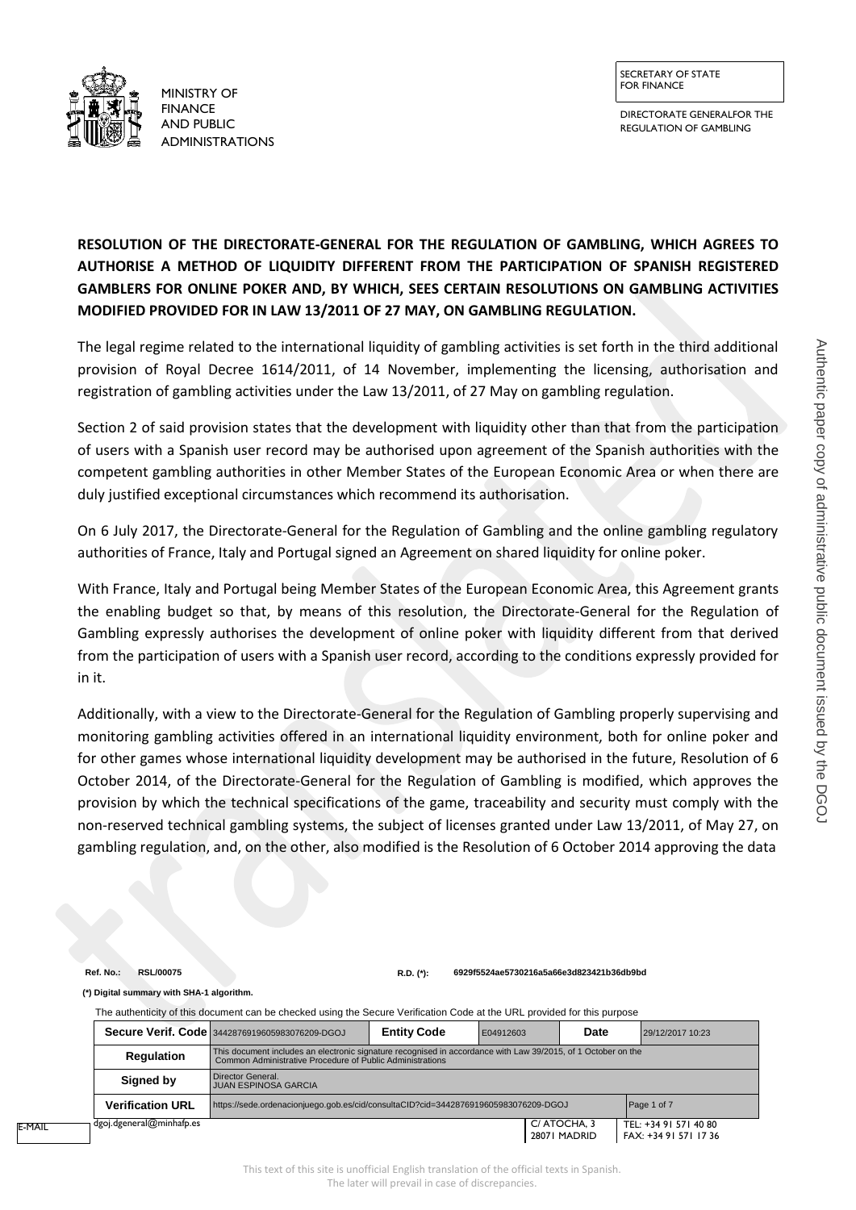MINISTRY OF FINANCE AND PUBLIC ADMINISTRATIONS

SECRETARY OF STATE FOR FINANCE

DIRECTORATE GENERALFOR THE REGULATION OF GAMBLING

**RESOLUTION OF THE DIRECTORATE-GENERAL FOR THE REGULATION OF GAMBLING, WHICH AGREES TO AUTHORISE A METHOD OF LIQUIDITY DIFFERENT FROM THE PARTICIPATION OF SPANISH REGISTERED GAMBLERS FOR ONLINE POKER AND, BY WHICH, SEES CERTAIN RESOLUTIONS ON GAMBLING ACTIVITIES MODIFIED PROVIDED FOR IN LAW 13/2011 OF 27 MAY, ON GAMBLING REGULATION.**

The legal regime related to the international liquidity of gambling activities is set forth in the third additional provision of Royal Decree 1614/2011, of 14 November, implementing the licensing, authorisation and registration of gambling activities under the Law 13/2011, of 27 May on gambling regulation.

Section 2 of said provision states that the development with liquidity other than that from the participation of users with a Spanish user record may be authorised upon agreement of the Spanish authorities with the competent gambling authorities in other Member States of the European Economic Area or when there are duly justified exceptional circumstances which recommend its authorisation.

On 6 July 2017, the Directorate-General for the Regulation of Gambling and the online gambling regulatory authorities of France, Italy and Portugal signed an Agreement on shared liquidity for online poker.

With France, Italy and Portugal being Member States of the European Economic Area, this Agreement grants the enabling budget so that, by means of this resolution, the Directorate-General for the Regulation of Gambling expressly authorises the development of online poker with liquidity different from that derived from the participation of users with a Spanish user record, according to the conditions expressly provided for in it.

Additionally, with a view to the Directorate-General for the Regulation of Gambling properly supervising and monitoring gambling activities offered in an international liquidity environment, both for online poker and for other games whose international liquidity development may be authorised in the future, Resolution of 6 October 2014, of the Directorate-General for the Regulation of Gambling is modified, which approves the provision by which the technical specifications of the game, traceability and security must comply with the non-reserved technical gambling systems, the subject of licenses granted under Law 13/2011, of May 27, on gambling regulation, and, on the other, also modified is the Resolution of 6 October 2014 approving the data

Ref. No.: RSL/00075 R.D. (*): 6929f5524ae5730216a5a66e3d823421b36db9bd

(*) Digital summary with SHA-1 algorithm.

The authenticity of this document can be checked using the Secure Verification Code at the URL provided for this purpose

| Secure Verif. Code | 3442876919605983076209-DGOJ | Entity Code | E04912603 | Date | 29/12/2017 10:23 |
|---|---|---|---|---|---|
| Regulation | This document includes an electronic signature recognised in accordance with Law 39/2015, of 1 October on the Common Administrative Procedure of Public Administrations | | | | |
| Signed by | Director General. JUAN ESPINOSA GARCIA | | | | |
| Verification URL | https://sede.ordenacionjuego.gob.es/cid/consultaCID?cid=3442876919605983076209-DGOJ | | | | |

E-MAIL dgoj.dgeneral@minhafp.es C/ ATOCHA, 3 28071 MADRID TEL: +34 91 571 40 80 FAX: +34 91 571 17 36

Authentic paper copy of administrative public document issued by the DGOJ

This text of this site is unofficial English translation of the official texts in Spanish. The later will prevail in case of discrepancies.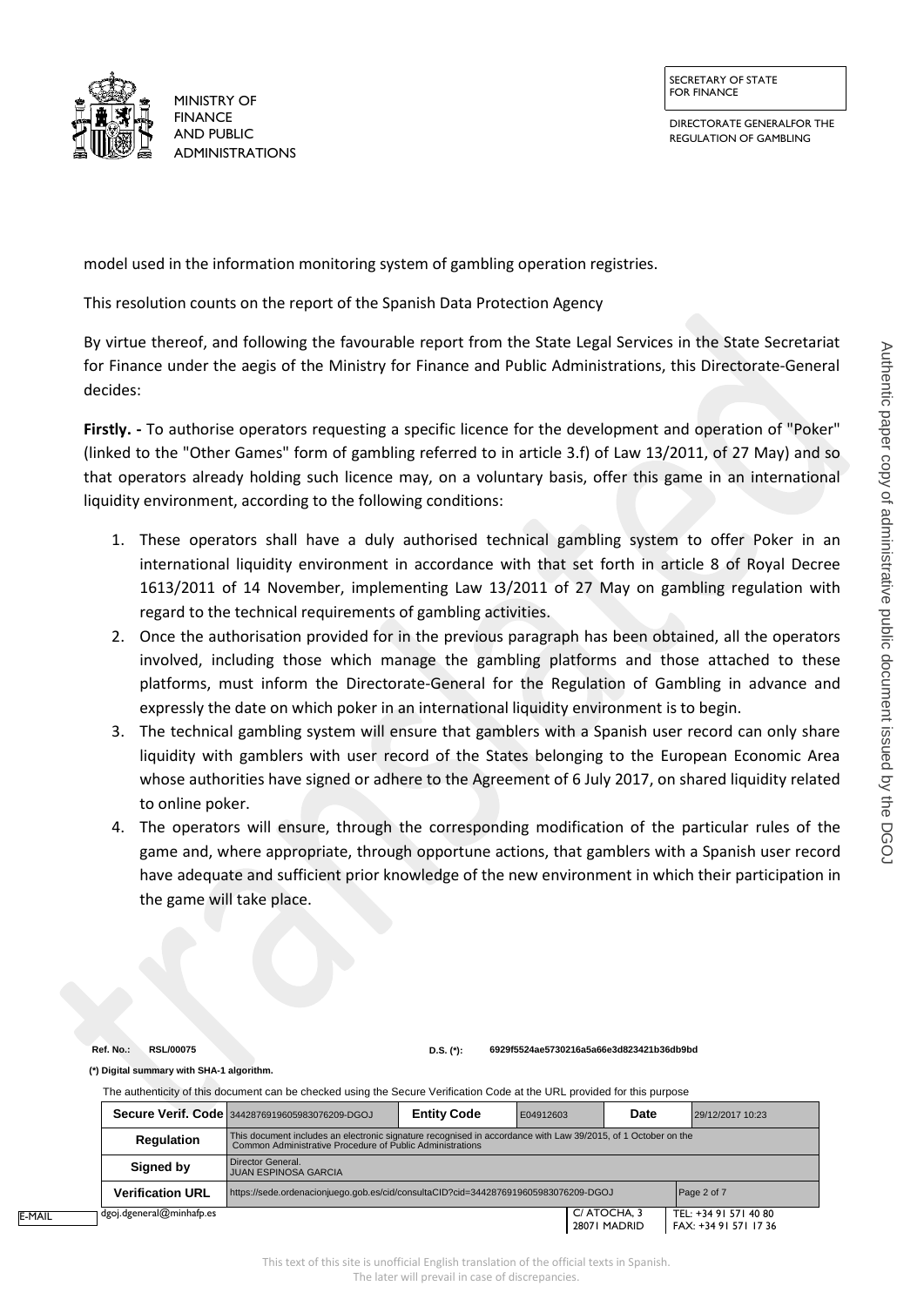model used in the information monitoring system of gambling operation registries.

This resolution counts on the report of the Spanish Data Protection Agency

By virtue thereof, and following the favourable report from the State Legal Services in the State Secretariat for Finance under the aegis of the Ministry for Finance and Public Administrations, this Directorate-General decides:

**Firstly. -** To authorise operators requesting a specific licence for the development and operation of "Poker" (linked to the "Other Games" form of gambling referred to in article 3.f) of Law 13/2011, of 27 May) and so that operators already holding such licence may, on a voluntary basis, offer this game in an international liquidity environment, according to the following conditions:

1. These operators shall have a duly authorised technical gambling system to offer Poker in an international liquidity environment in accordance with that set forth in article 8 of Royal Decree 1613/2011 of 14 November, implementing Law 13/2011 of 27 May on gambling regulation with regard to the technical requirements of gambling activities.
2. Once the authorisation provided for in the previous paragraph has been obtained, all the operators involved, including those which manage the gambling platforms and those attached to these platforms, must inform the Directorate-General for the Regulation of Gambling in advance and expressly the date on which poker in an international liquidity environment is to begin.
3. The technical gambling system will ensure that gamblers with a Spanish user record can only share liquidity with gamblers with user record of the States belonging to the European Economic Area whose authorities have signed or adhere to the Agreement of 6 July 2017, on shared liquidity related to online poker.
4. The operators will ensure, through the corresponding modification of the particular rules of the game and, where appropriate, through opportune actions, that gamblers with a Spanish user record have adequate and sufficient prior knowledge of the new environment in which their participation in the game will take place.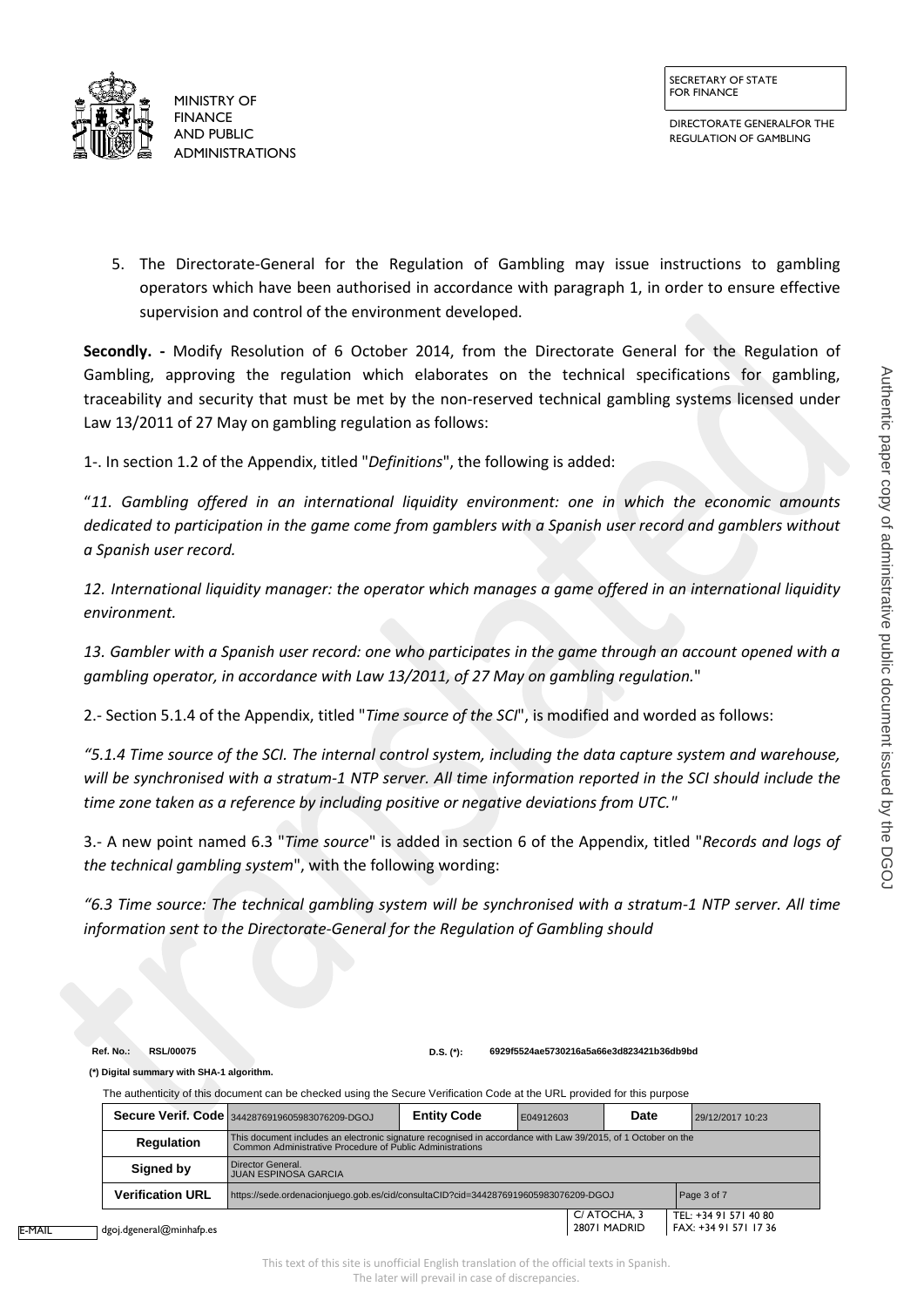5. The Directorate-General for the Regulation of Gambling may issue instructions to gambling operators which have been authorised in accordance with paragraph 1, in order to ensure effective supervision and control of the environment developed.

**Secondly. -** Modify Resolution of 6 October 2014, from the Directorate General for the Regulation of Gambling, approving the regulation which elaborates on the technical specifications for gambling, traceability and security that must be met by the non-reserved technical gambling systems licensed under Law 13/2011 of 27 May on gambling regulation as follows:

1-. In section 1.2 of the Appendix, titled "*Definitions*", the following is added:

"*11. Gambling offered in an international liquidity environment: one in which the economic amounts dedicated to participation in the game come from gamblers with a Spanish user record and gamblers without a Spanish user record.*

*12. International liquidity manager: the operator which manages a game offered in an international liquidity environment.*

*13. Gambler with a Spanish user record: one who participates in the game through an account opened with a gambling operator, in accordance with Law 13/2011, of 27 May on gambling regulation.*"

2.- Section 5.1.4 of the Appendix, titled "*Time source of the SCI*", is modified and worded as follows:

*"5.1.4 Time source of the SCI. The internal control system, including the data capture system and warehouse, will be synchronised with a stratum-1 NTP server. All time information reported in the SCI should include the time zone taken as a reference by including positive or negative deviations from UTC."*

3.- A new point named 6.3 "*Time source*" is added in section 6 of the Appendix, titled "*Records and logs of the technical gambling system*", with the following wording:

*"6.3 Time source: The technical gambling system will be synchronised with a stratum-1 NTP server. All time information sent to the Directorate-General for the Regulation of Gambling should*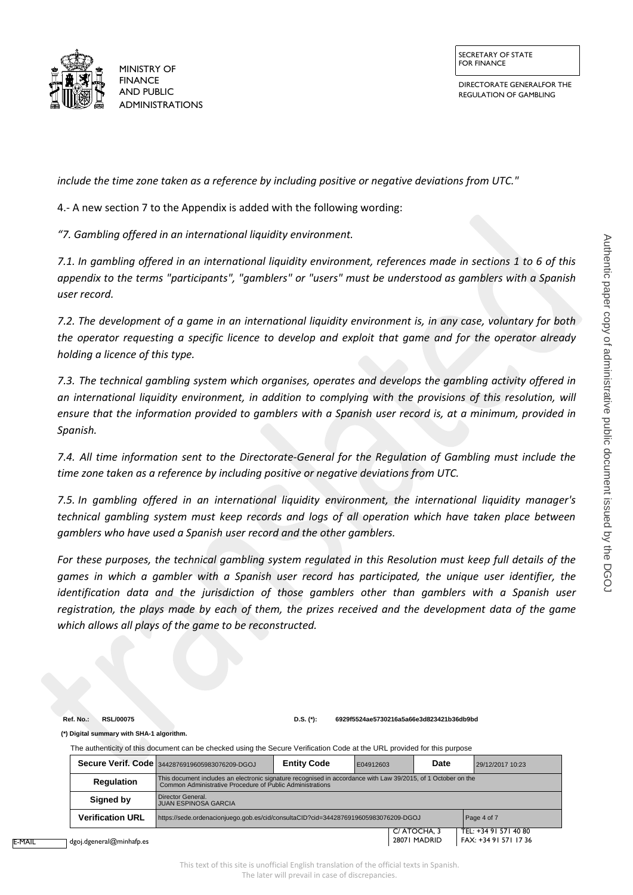*include the time zone taken as a reference by including positive or negative deviations from UTC."*

4.- A new section 7 to the Appendix is added with the following wording:

*"7. Gambling offered in an international liquidity environment.*

*7.1. In gambling offered in an international liquidity environment, references made in sections 1 to 6 of this appendix to the terms "participants", "gamblers" or "users" must be understood as gamblers with a Spanish user record.*

*7.2. The development of a game in an international liquidity environment is, in any case, voluntary for both the operator requesting a specific licence to develop and exploit that game and for the operator already holding a licence of this type.*

*7.3. The technical gambling system which organises, operates and develops the gambling activity offered in an international liquidity environment, in addition to complying with the provisions of this resolution, will ensure that the information provided to gamblers with a Spanish user record is, at a minimum, provided in Spanish.*

*7.4. All time information sent to the Directorate-General for the Regulation of Gambling must include the time zone taken as a reference by including positive or negative deviations from UTC.*

*7.5. In gambling offered in an international liquidity environment, the international liquidity manager's technical gambling system must keep records and logs of all operation which have taken place between gamblers who have used a Spanish user record and the other gamblers.*

*For these purposes, the technical gambling system regulated in this Resolution must keep full details of the games in which a gambler with a Spanish user record has participated, the unique user identifier, the identification data and the jurisdiction of those gamblers other than gamblers with a Spanish user registration, the plays made by each of them, the prizes received and the development data of the game which allows all plays of the game to be reconstructed.*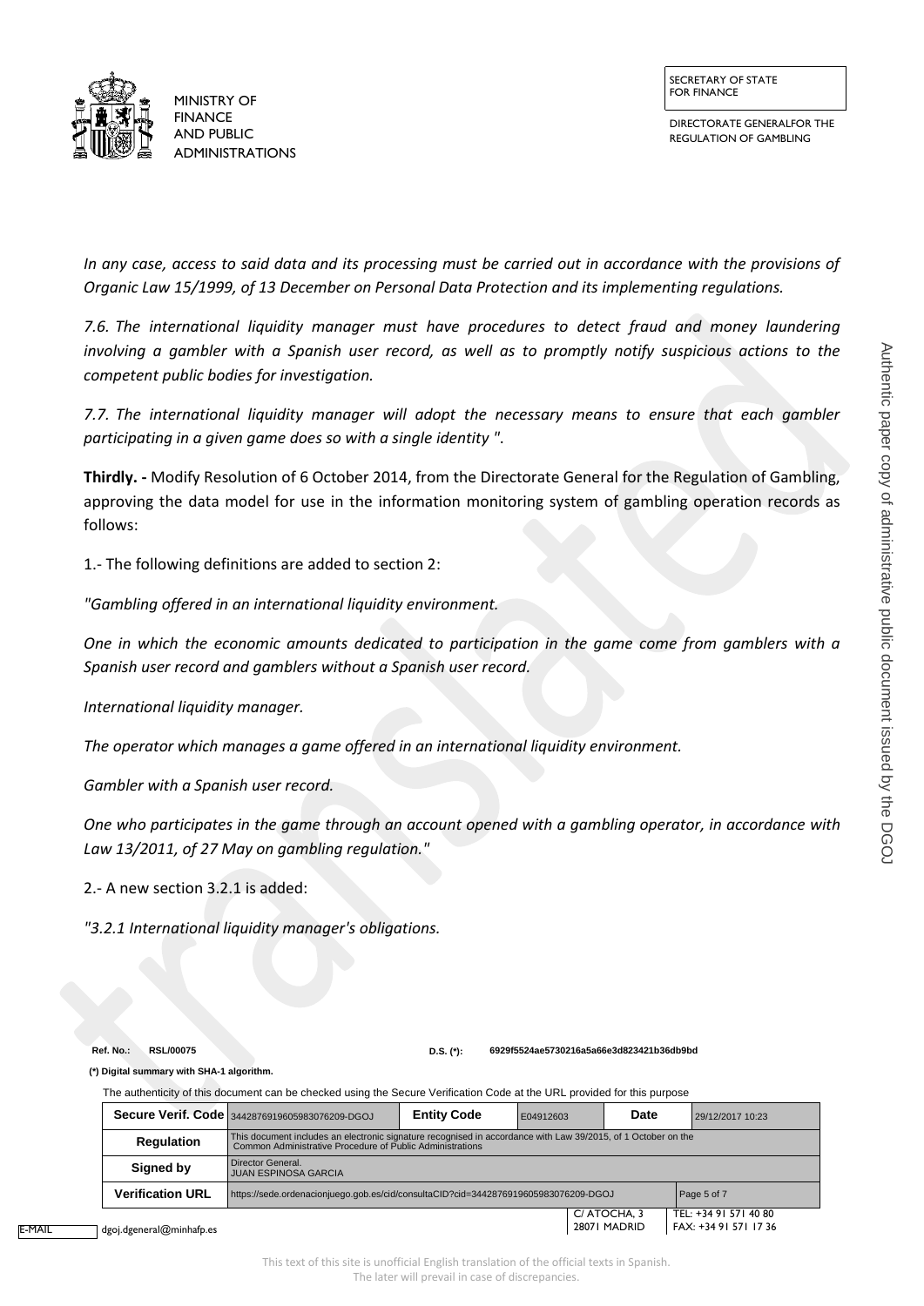*In any case, access to said data and its processing must be carried out in accordance with the provisions of Organic Law 15/1999, of 13 December on Personal Data Protection and its implementing regulations.*

*7.6. The international liquidity manager must have procedures to detect fraud and money laundering involving a gambler with a Spanish user record, as well as to promptly notify suspicious actions to the competent public bodies for investigation.*

*7.7. The international liquidity manager will adopt the necessary means to ensure that each gambler participating in a given game does so with a single identity ".*

**Thirdly. -** Modify Resolution of 6 October 2014, from the Directorate General for the Regulation of Gambling, approving the data model for use in the information monitoring system of gambling operation records as follows:

1.- The following definitions are added to section 2:

*"Gambling offered in an international liquidity environment.*

*One in which the economic amounts dedicated to participation in the game come from gamblers with a Spanish user record and gamblers without a Spanish user record.*

*International liquidity manager.*

*The operator which manages a game offered in an international liquidity environment.*

*Gambler with a Spanish user record.*

*One who participates in the game through an account opened with a gambling operator, in accordance with Law 13/2011, of 27 May on gambling regulation."*

2.- A new section 3.2.1 is added:

*"3.2.1 International liquidity manager's obligations.*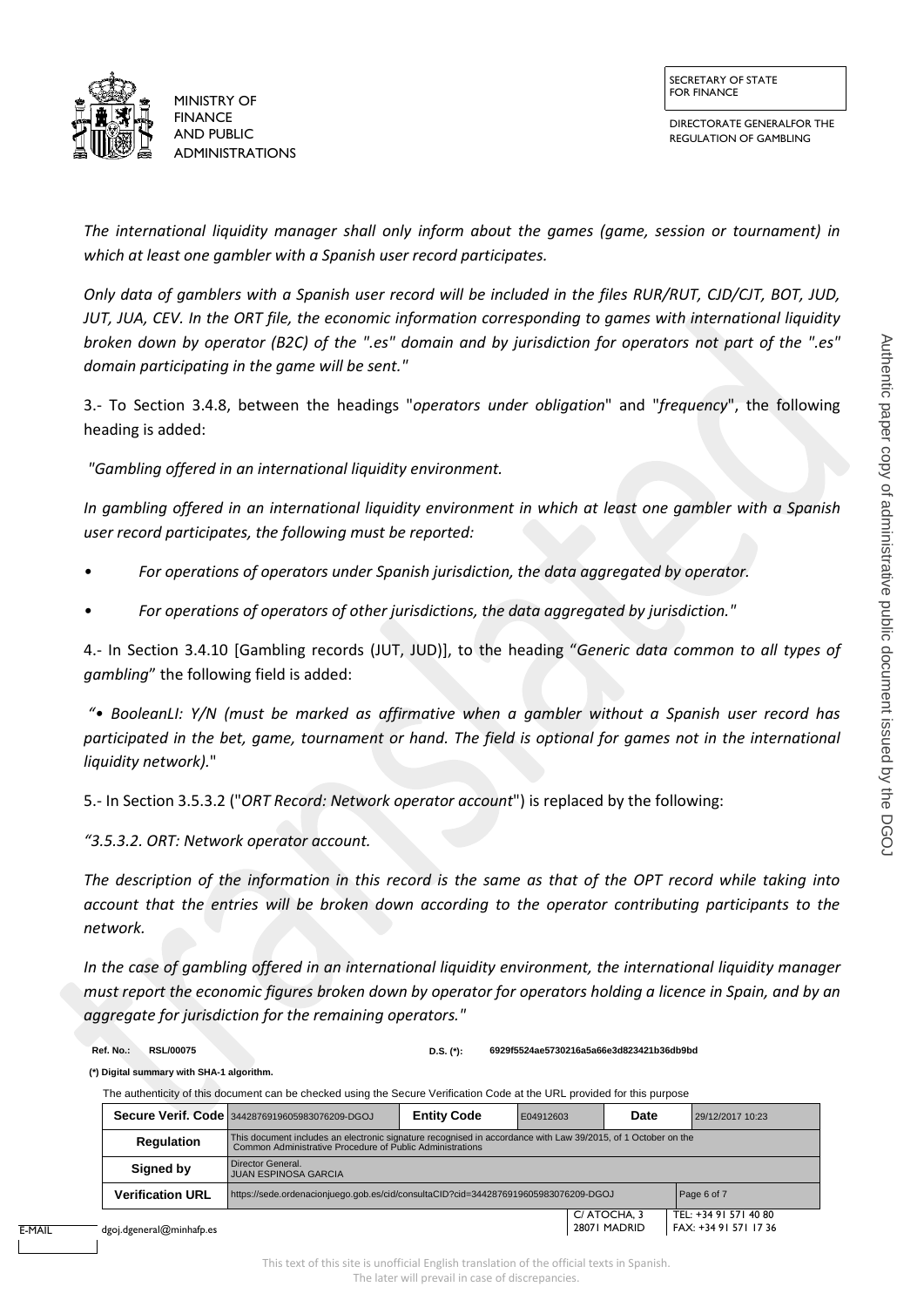*The international liquidity manager shall only inform about the games (game, session or tournament) in which at least one gambler with a Spanish user record participates.*

*Only data of gamblers with a Spanish user record will be included in the files RUR/RUT, CJD/CJT, BOT, JUD, JUT, JUA, CEV. In the ORT file, the economic information corresponding to games with international liquidity broken down by operator (B2C) of the ".es" domain and by jurisdiction for operators not part of the ".es" domain participating in the game will be sent."*

3.- To Section 3.4.8, between the headings "*operators under obligation*" and "*frequency*", the following heading is added:

*"Gambling offered in an international liquidity environment.*

*In gambling offered in an international liquidity environment in which at least one gambler with a Spanish user record participates, the following must be reported:*

- *For operations of operators under Spanish jurisdiction, the data aggregated by operator.*
- *For operations of operators of other jurisdictions, the data aggregated by jurisdiction."*

4.- In Section 3.4.10 [Gambling records (JUT, JUD)], to the heading "*Generic data common to all types of gambling*" the following field is added:

*"• BooleanLI: Y/N (must be marked as affirmative when a gambler without a Spanish user record has participated in the bet, game, tournament or hand. The field is optional for games not in the international liquidity network).*"

5.- In Section 3.5.3.2 ("*ORT Record: Network operator account*") is replaced by the following:

*"3.5.3.2. ORT: Network operator account.*

*The description of the information in this record is the same as that of the OPT record while taking into account that the entries will be broken down according to the operator contributing participants to the network.*

*In the case of gambling offered in an international liquidity environment, the international liquidity manager must report the economic figures broken down by operator for operators holding a licence in Spain, and by an aggregate for jurisdiction for the remaining operators."*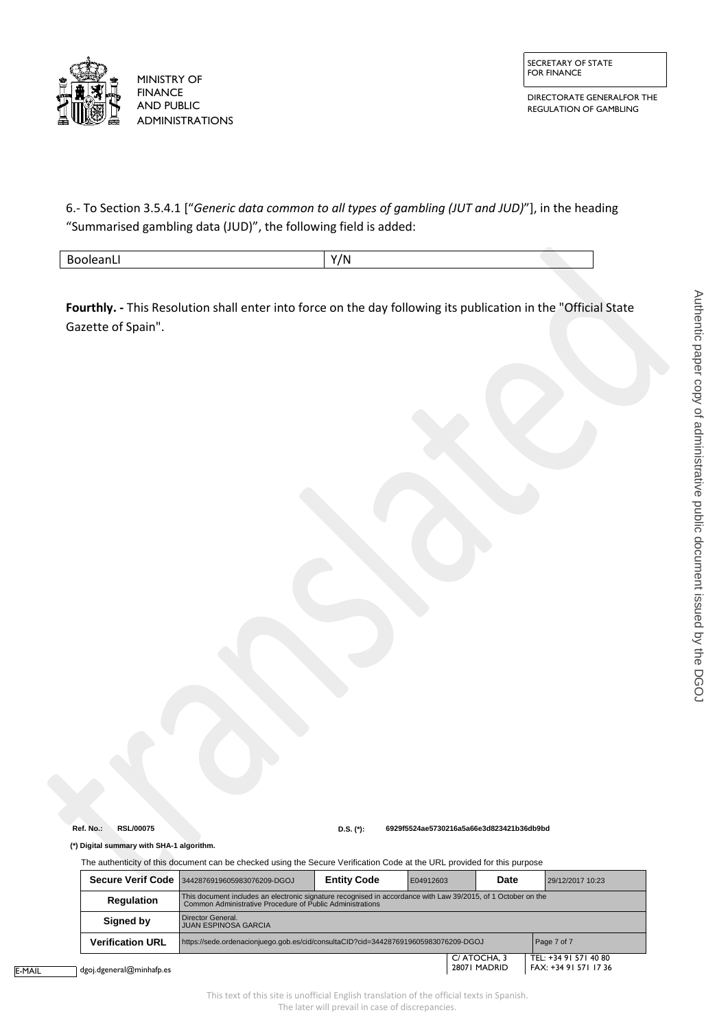6.- To Section 3.5.4.1 ["*Generic data common to all types of gambling (JUT and JUD)*"], in the heading "Summarised gambling data (JUD)", the following field is added:

| | |
|---|---|
| BooleanLI | Y/N |

**Fourthly. -** This Resolution shall enter into force on the day following its publication in the "Official State Gazette of Spain".

Ref. No.: RSL/00075 D.S. (*): 6929f5524ae5730216a5a66e3d823421b36db9bd

(*) Digital summary with SHA-1 algorithm.

The authenticity of this document can be checked using the Secure Verification Code at the URL provided for this purpose

| | | | | | |
|---|---|---|---|---|---|
| **Secure Verif Code** | 34428769196059830762​09-DGOJ | **Entity Code** | E04912603 | **Date** | 29/12/2017 10:23 |
| **Regulation** | This document includes an electronic signature recognised in accordance with Law 39/2015, of 1 October on the Common Administrative Procedure of Public Administrations | | | | |
| **Signed by** | Director General. JUAN ESPINOSA GARCIA | | | | |
| **Verification URL** | https://sede.ordenacionjuego.gob.es/cid/consultaCID?cid=3442876919605983076209-DGOJ | | | | Page 7 of 7 |

This text of this site is unofficial English translation of the official texts in Spanish. The later will prevail in case of discrepancies.